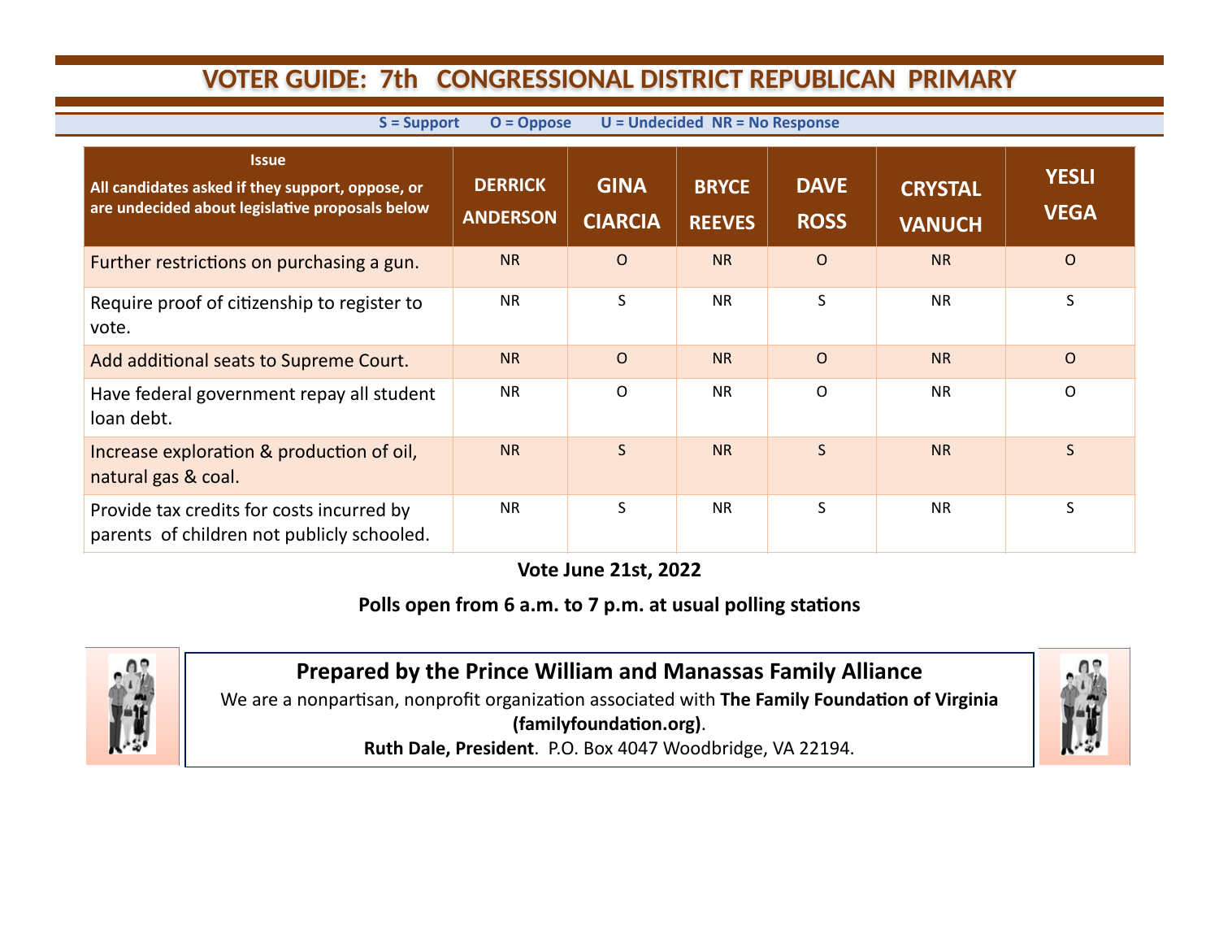# VOTER GUIDE: 7th CONGRESSIONAL DISTRICT REPUBLICAN PRIMARY

**S = Support O = Oppose U = Undecided NR = No Response**

| **Issue**<br>**All candidates asked if they support, oppose, or are undecided about legislative proposals below** | **DERRICK ANDERSON** | **GINA CIARCIA** | **BRYCE REEVES** | **DAVE ROSS** | **CRYSTAL VANUCH** | **YESLI VEGA** |
|---|---|---|---|---|---|---|
| Further restrictions on purchasing a gun. | NR | O | NR | O | NR | O |
| Require proof of citizenship to register to vote. | NR | S | NR | S | NR | S |
| Add additional seats to Supreme Court. | NR | O | NR | O | NR | O |
| Have federal government repay all student loan debt. | NR | O | NR | O | NR | O |
| Increase exploration & production of oil, natural gas & coal. | NR | S | NR | S | NR | S |
| Provide tax credits for costs incurred by parents of children not publicly schooled. | NR | S | NR | S | NR | S |

**Vote June 21st, 2022**

**Polls open from 6 a.m. to 7 p.m. at usual polling stations**

**Prepared by the Prince William and Manassas Family Alliance**

We are a nonpartisan, nonprofit organization associated with **The Family Foundation of Virginia (familyfoundation.org)**.

**Ruth Dale, President**. P.O. Box 4047 Woodbridge, VA 22194.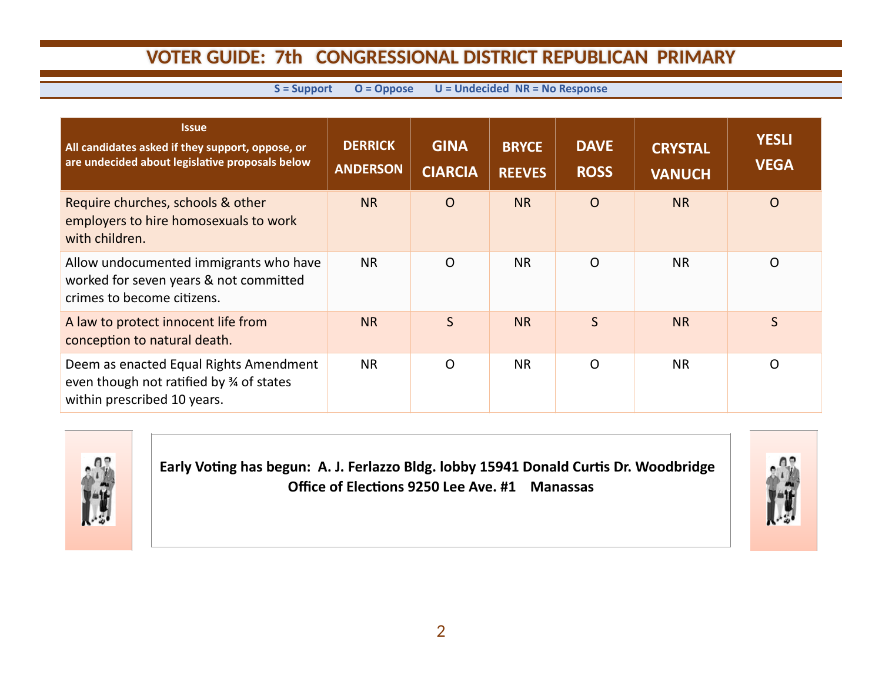# VOTER GUIDE: 7th CONGRESSIONAL DISTRICT REPUBLICAN PRIMARY

**S = Support O = Oppose U = Undecided NR = No Response**

| Issue<br>All candidates asked if they support, oppose, or are undecided about legislative proposals below | DERRICK ANDERSON | GINA CIARCIA | BRYCE REEVES | DAVE ROSS | CRYSTAL VANUCH | YESLI VEGA |
|---|---|---|---|---|---|---|
| Require churches, schools & other employers to hire homosexuals to work with children. | NR | O | NR | O | NR | O |
| Allow undocumented immigrants who have worked for seven years & not committed crimes to become citizens. | NR | O | NR | O | NR | O |
| A law to protect innocent life from conception to natural death. | NR | S | NR | S | NR | S |
| Deem as enacted Equal Rights Amendment even though not ratified by ¾ of states within prescribed 10 years. | NR | O | NR | O | NR | O |

**Early Voting has begun: A. J. Ferlazzo Bldg. lobby 15941 Donald Curtis Dr. Woodbridge**
**Office of Elections 9250 Lee Ave. #1 Manassas**